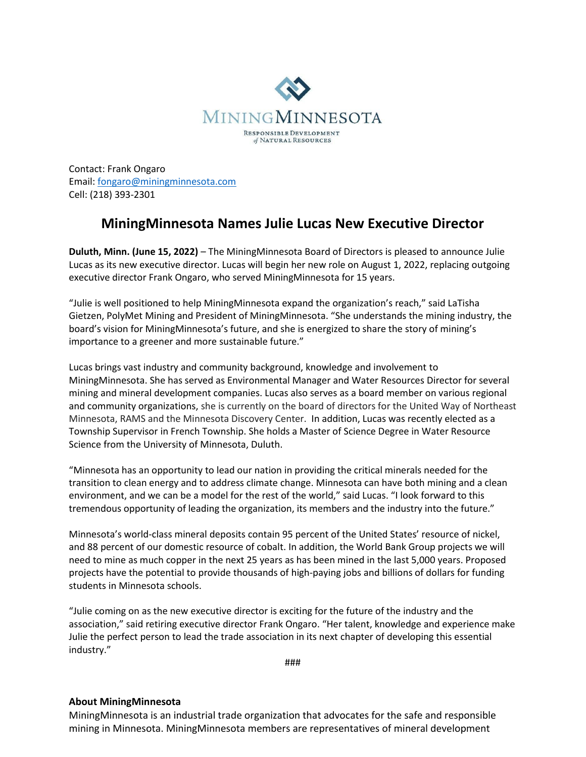MiningMinnesota

Responsible Development of Natural Resources

Contact: Frank Ongaro
Email: fongaro@miningminnesota.com
Cell: (218) 393-2301

# MiningMinnesota Names Julie Lucas New Executive Director

**Duluth, Minn. (June 15, 2022)** – The MiningMinnesota Board of Directors is pleased to announce Julie Lucas as its new executive director. Lucas will begin her new role on August 1, 2022, replacing outgoing executive director Frank Ongaro, who served MiningMinnesota for 15 years.

"Julie is well positioned to help MiningMinnesota expand the organization's reach," said LaTisha Gietzen, PolyMet Mining and President of MiningMinnesota. "She understands the mining industry, the board's vision for MiningMinnesota's future, and she is energized to share the story of mining's importance to a greener and more sustainable future."

Lucas brings vast industry and community background, knowledge and involvement to MiningMinnesota. She has served as Environmental Manager and Water Resources Director for several mining and mineral development companies. Lucas also serves as a board member on various regional and community organizations, she is currently on the board of directors for the United Way of Northeast Minnesota, RAMS and the Minnesota Discovery Center. In addition, Lucas was recently elected as a Township Supervisor in French Township. She holds a Master of Science Degree in Water Resource Science from the University of Minnesota, Duluth.

"Minnesota has an opportunity to lead our nation in providing the critical minerals needed for the transition to clean energy and to address climate change. Minnesota can have both mining and a clean environment, and we can be a model for the rest of the world," said Lucas. "I look forward to this tremendous opportunity of leading the organization, its members and the industry into the future."

Minnesota's world-class mineral deposits contain 95 percent of the United States' resource of nickel, and 88 percent of our domestic resource of cobalt. In addition, the World Bank Group projects we will need to mine as much copper in the next 25 years as has been mined in the last 5,000 years. Proposed projects have the potential to provide thousands of high-paying jobs and billions of dollars for funding students in Minnesota schools.

"Julie coming on as the new executive director is exciting for the future of the industry and the association," said retiring executive director Frank Ongaro. "Her talent, knowledge and experience make Julie the perfect person to lead the trade association in its next chapter of developing this essential industry."

###

**About MiningMinnesota**

MiningMinnesota is an industrial trade organization that advocates for the safe and responsible mining in Minnesota. MiningMinnesota members are representatives of mineral development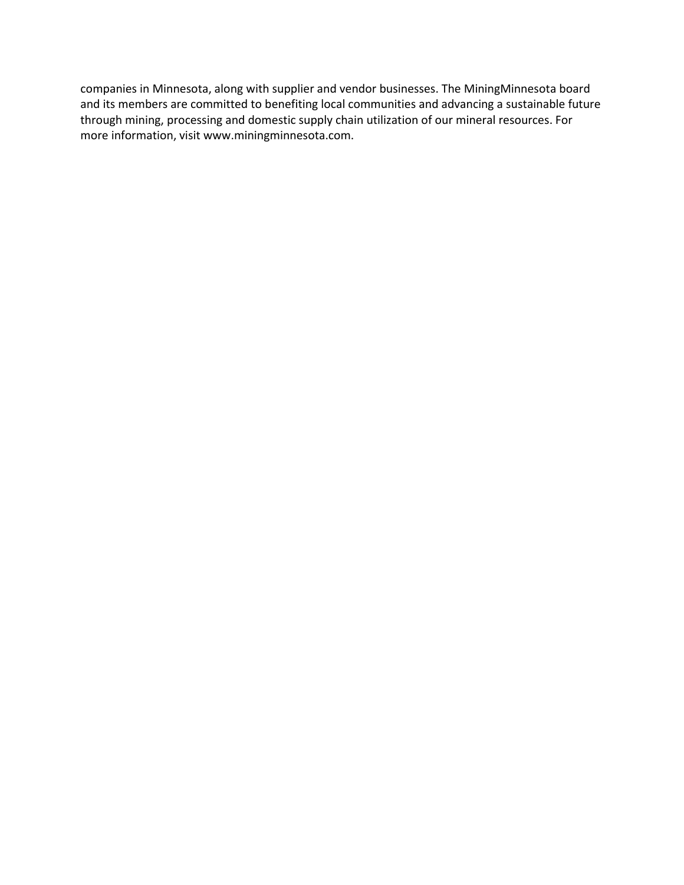companies in Minnesota, along with supplier and vendor businesses. The MiningMinnesota board and its members are committed to benefiting local communities and advancing a sustainable future through mining, processing and domestic supply chain utilization of our mineral resources. For more information, visit www.miningminnesota.com.